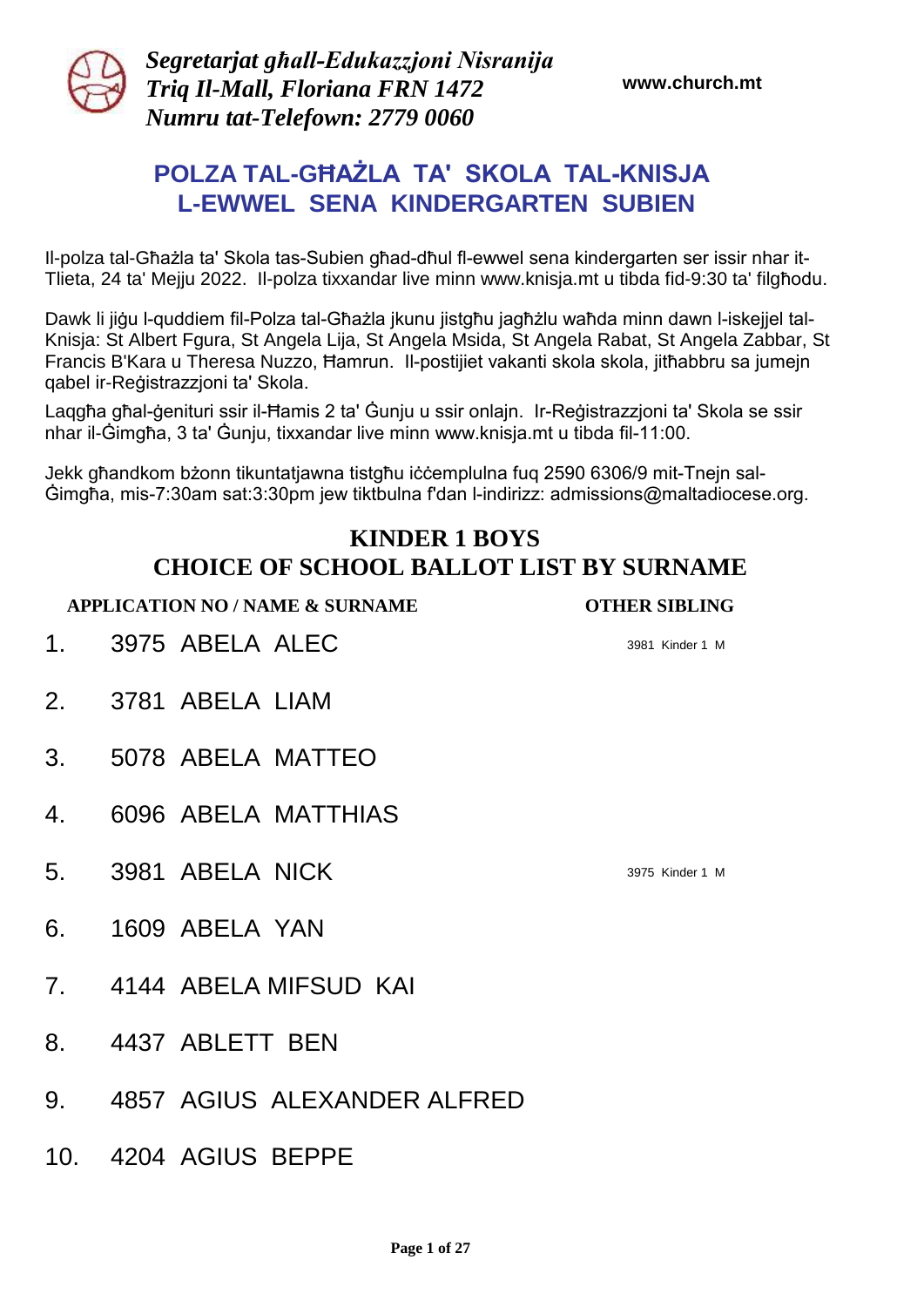*Segretarjat għall-Edukazzjoni Nisranija*
*Triq Il-Mall, Floriana FRN 1472*
*Numru tat-Telefown: 2779 0060*

**www.church.mt**

# POLZA TAL-GĦAŻLA TA' SKOLA TAL-KNISJA L-EWWEL SENA KINDERGARTEN SUBIEN

Il-polza tal-Għażla ta' Skola tas-Subien għad-dħul fl-ewwel sena kindergarten ser issir nhar it-Tlieta, 24 ta' Mejju 2022. Il-polza tixxandar live minn www.knisja.mt u tibda fid-9:30 ta' filgħodu.

Dawk li jiġu l-quddiem fil-Polza tal-Għażla jkunu jistgħu jagħżlu waħda minn dawn l-iskejjel tal-Knisja: St Albert Fgura, St Angela Lija, St Angela Msida, St Angela Rabat, St Angela Zabbar, St Francis B'Kara u Theresa Nuzzo, Ħamrun. Il-postijiet vakanti skola skola, jitħabbru sa jumejn qabel ir-Reġistrazzjoni ta' Skola.

Laqgħa għal-ġenituri ssir il-Ħamis 2 ta' Ġunju u ssir onlajn. Ir-Reġistrazzjoni ta' Skola se ssir nhar il-Ġimgħa, 3 ta' Ġunju, tixxandar live minn www.knisja.mt u tibda fil-11:00.

Jekk għandkom bżonn tikuntatjawna tistgħu iċċemplulna fuq 2590 6306/9 mit-Tnejn sal-Ġimgħa, mis-7:30am sat:3:30pm jew tiktbulna f'dan l-indirizz: admissions@maltadiocese.org.

## KINDER 1 BOYS
## CHOICE OF SCHOOL BALLOT LIST BY SURNAME

| | APPLICATION NO / NAME & SURNAME | OTHER SIBLING |
|---|---|---|
| 1. | 3975 ABELA ALEC | 3981 Kinder 1 M |
| 2. | 3781 ABELA LIAM | |
| 3. | 5078 ABELA MATTEO | |
| 4. | 6096 ABELA MATTHIAS | |
| 5. | 3981 ABELA NICK | 3975 Kinder 1 M |
| 6. | 1609 ABELA YAN | |
| 7. | 4144 ABELA MIFSUD KAI | |
| 8. | 4437 ABLETT BEN | |
| 9. | 4857 AGIUS ALEXANDER ALFRED | |
| 10. | 4204 AGIUS BEPPE | |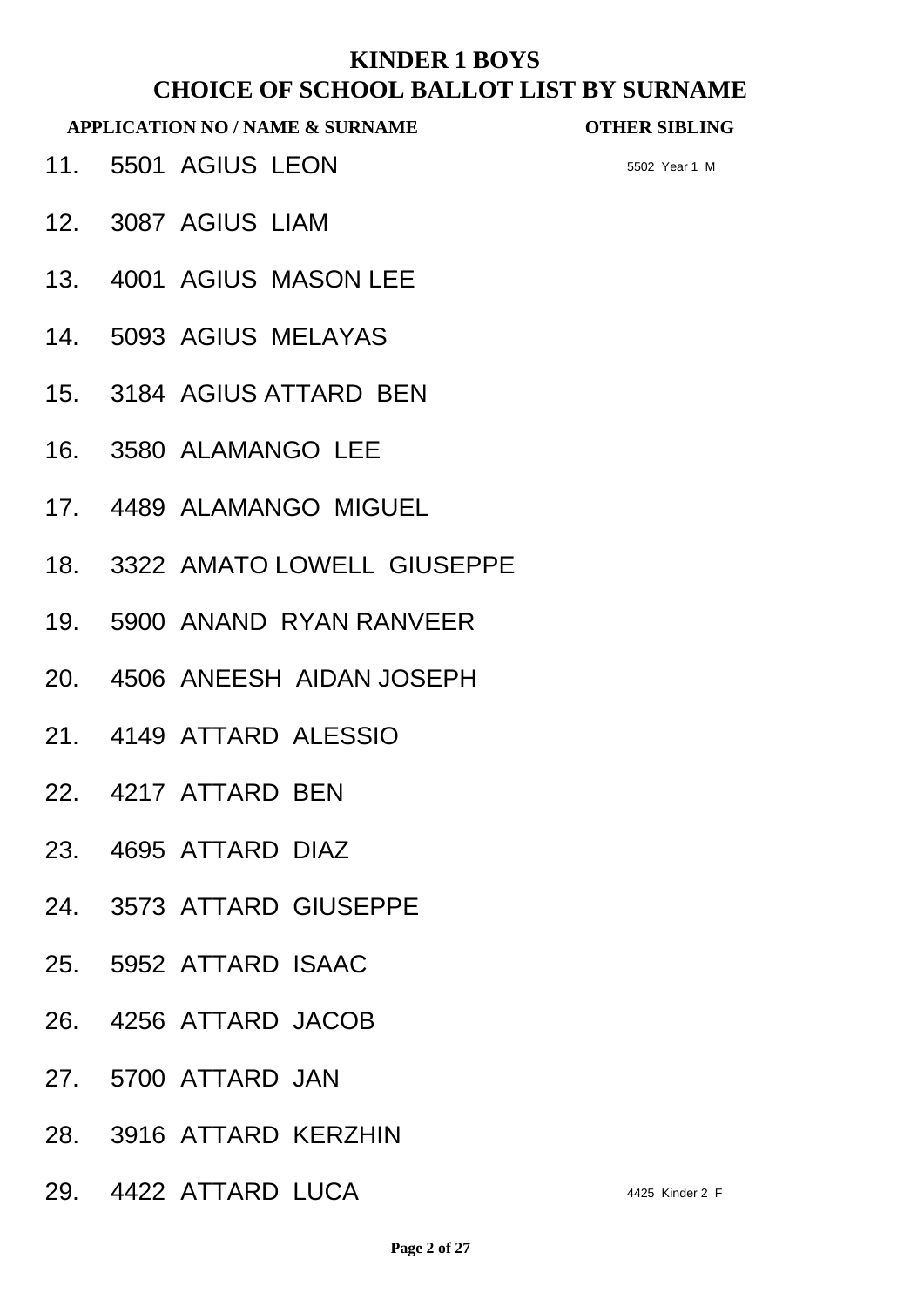# KINDER 1 BOYS

## CHOICE OF SCHOOL BALLOT LIST BY SURNAME

| | APPLICATION NO / NAME & SURNAME | OTHER SIBLING |
|---|---|---|
| 11. | 5501 AGIUS LEON | 5502 Year 1 M |
| 12. | 3087 AGIUS LIAM | |
| 13. | 4001 AGIUS MASON LEE | |
| 14. | 5093 AGIUS MELAYAS | |
| 15. | 3184 AGIUS ATTARD BEN | |
| 16. | 3580 ALAMANGO LEE | |
| 17. | 4489 ALAMANGO MIGUEL | |
| 18. | 3322 AMATO LOWELL GIUSEPPE | |
| 19. | 5900 ANAND RYAN RANVEER | |
| 20. | 4506 ANEESH AIDAN JOSEPH | |
| 21. | 4149 ATTARD ALESSIO | |
| 22. | 4217 ATTARD BEN | |
| 23. | 4695 ATTARD DIAZ | |
| 24. | 3573 ATTARD GIUSEPPE | |
| 25. | 5952 ATTARD ISAAC | |
| 26. | 4256 ATTARD JACOB | |
| 27. | 5700 ATTARD JAN | |
| 28. | 3916 ATTARD KERZHIN | |
| 29. | 4422 ATTARD LUCA | 4425 Kinder 2 F |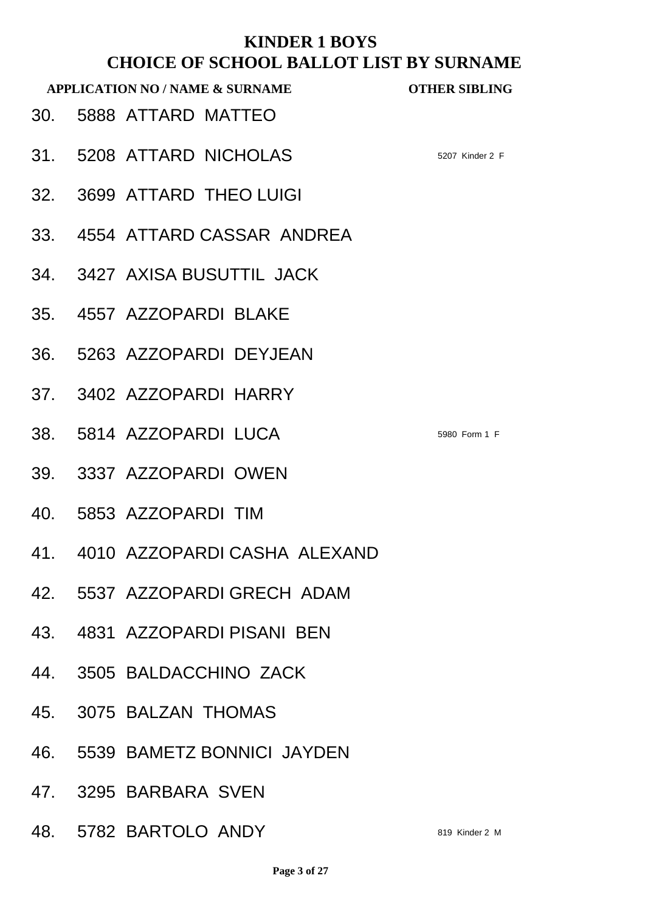# KINDER 1 BOYS

## CHOICE OF SCHOOL BALLOT LIST BY SURNAME

| | APPLICATION NO / NAME & SURNAME | OTHER SIBLING |
|---|---|---|
| 30. | 5888 ATTARD MATTEO | |
| 31. | 5208 ATTARD NICHOLAS | 5207 Kinder 2 F |
| 32. | 3699 ATTARD THEO LUIGI | |
| 33. | 4554 ATTARD CASSAR ANDREA | |
| 34. | 3427 AXISA BUSUTTIL JACK | |
| 35. | 4557 AZZOPARDI BLAKE | |
| 36. | 5263 AZZOPARDI DEYJEAN | |
| 37. | 3402 AZZOPARDI HARRY | |
| 38. | 5814 AZZOPARDI LUCA | 5980 Form 1 F |
| 39. | 3337 AZZOPARDI OWEN | |
| 40. | 5853 AZZOPARDI TIM | |
| 41. | 4010 AZZOPARDI CASHA ALEXAND | |
| 42. | 5537 AZZOPARDI GRECH ADAM | |
| 43. | 4831 AZZOPARDI PISANI BEN | |
| 44. | 3505 BALDACCHINO ZACK | |
| 45. | 3075 BALZAN THOMAS | |
| 46. | 5539 BAMETZ BONNICI JAYDEN | |
| 47. | 3295 BARBARA SVEN | |
| 48. | 5782 BARTOLO ANDY | 819 Kinder 2 M |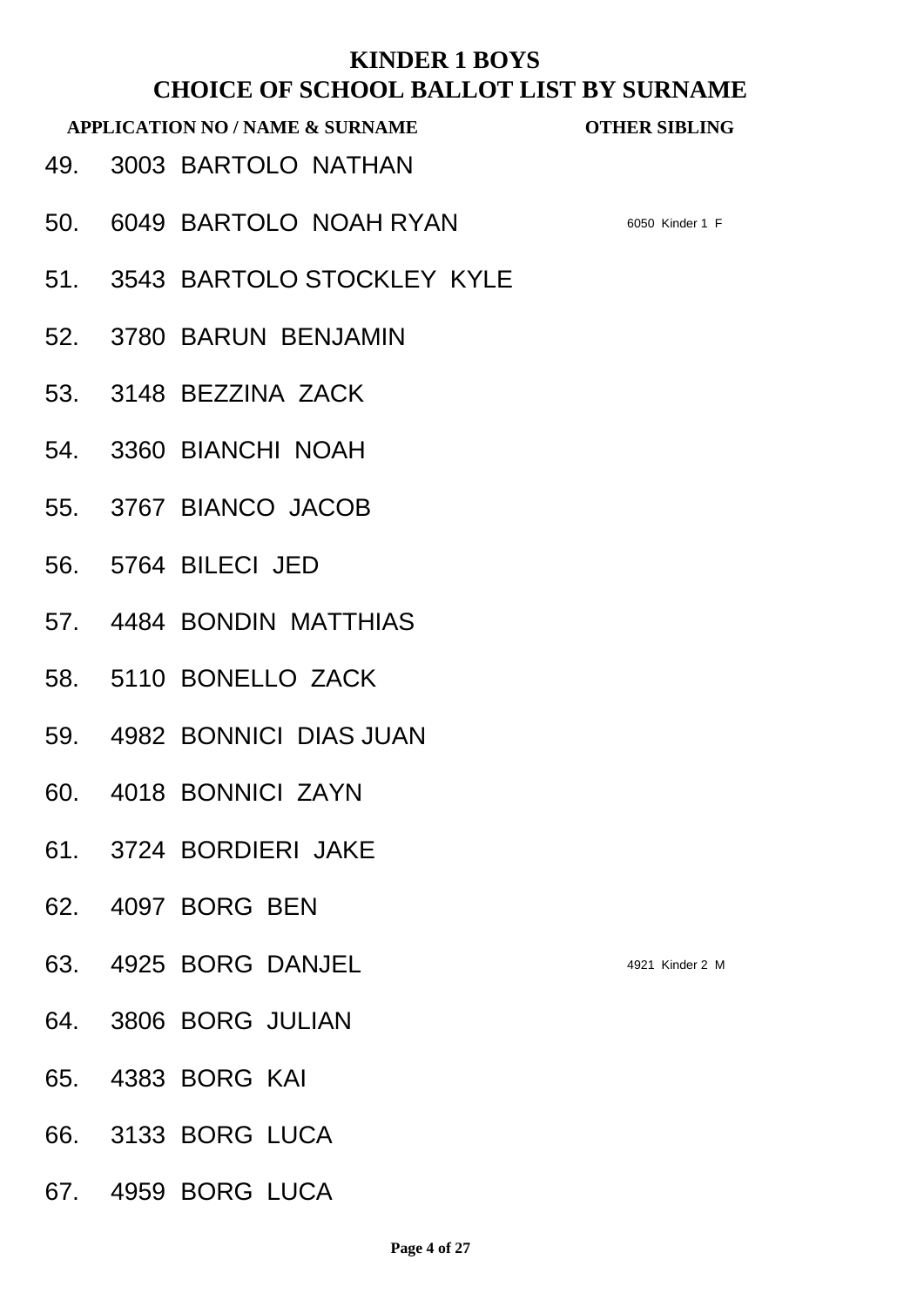# KINDER 1 BOYS
## CHOICE OF SCHOOL BALLOT LIST BY SURNAME

| | APPLICATION NO / NAME & SURNAME | OTHER SIBLING |
|---|---|---|
| 49. | 3003 BARTOLO NATHAN | |
| 50. | 6049 BARTOLO NOAH RYAN | 6050 Kinder 1 F |
| 51. | 3543 BARTOLO STOCKLEY KYLE | |
| 52. | 3780 BARUN BENJAMIN | |
| 53. | 3148 BEZZINA ZACK | |
| 54. | 3360 BIANCHI NOAH | |
| 55. | 3767 BIANCO JACOB | |
| 56. | 5764 BILECI JED | |
| 57. | 4484 BONDIN MATTHIAS | |
| 58. | 5110 BONELLO ZACK | |
| 59. | 4982 BONNICI DIAS JUAN | |
| 60. | 4018 BONNICI ZAYN | |
| 61. | 3724 BORDIERI JAKE | |
| 62. | 4097 BORG BEN | |
| 63. | 4925 BORG DANJEL | 4921 Kinder 2 M |
| 64. | 3806 BORG JULIAN | |
| 65. | 4383 BORG KAI | |
| 66. | 3133 BORG LUCA | |
| 67. | 4959 BORG LUCA | |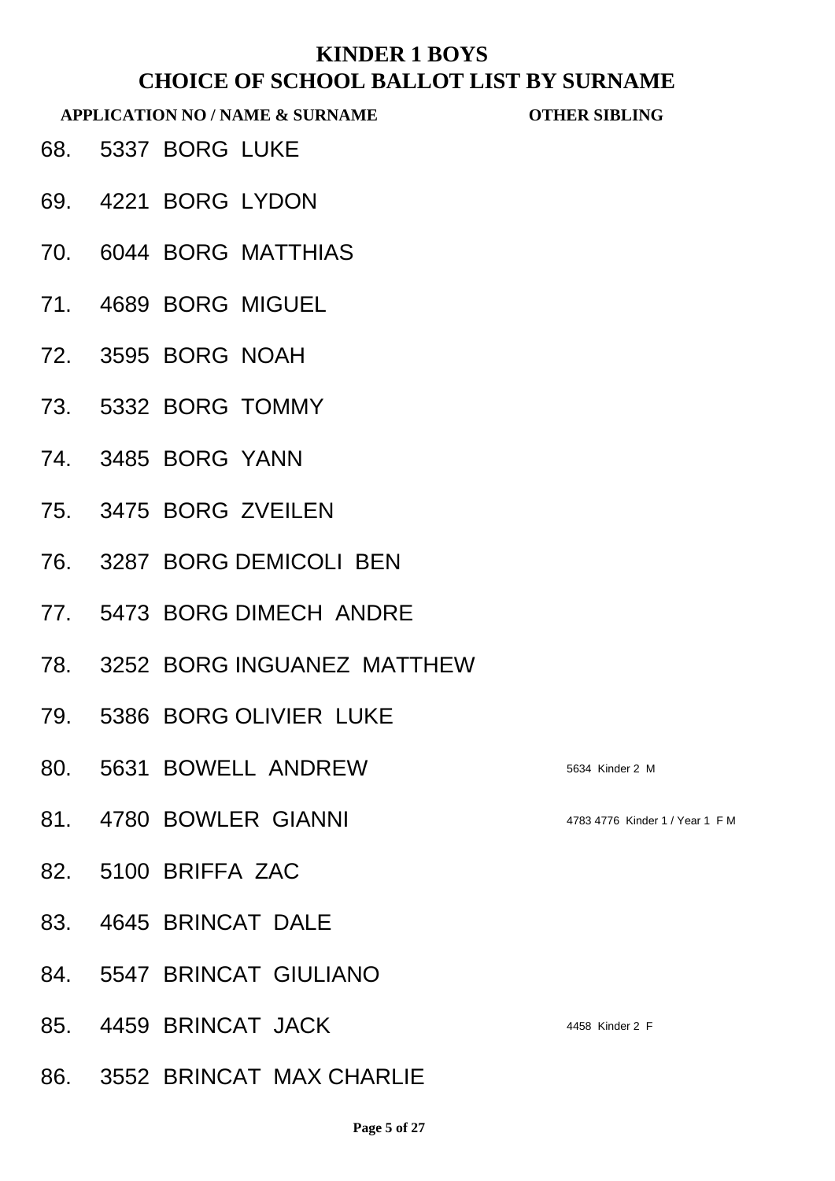# KINDER 1 BOYS
## CHOICE OF SCHOOL BALLOT LIST BY SURNAME

| APPLICATION NO / NAME & SURNAME | OTHER SIBLING |
|---|---|
| 68. 5337 BORG LUKE | |
| 69. 4221 BORG LYDON | |
| 70. 6044 BORG MATTHIAS | |
| 71. 4689 BORG MIGUEL | |
| 72. 3595 BORG NOAH | |
| 73. 5332 BORG TOMMY | |
| 74. 3485 BORG YANN | |
| 75. 3475 BORG ZVEILEN | |
| 76. 3287 BORG DEMICOLI BEN | |
| 77. 5473 BORG DIMECH ANDRE | |
| 78. 3252 BORG INGUANEZ MATTHEW | |
| 79. 5386 BORG OLIVIER LUKE | |
| 80. 5631 BOWELL ANDREW | 5634 Kinder 2 M |
| 81. 4780 BOWLER GIANNI | 4783 4776 Kinder 1 / Year 1 F M |
| 82. 5100 BRIFFA ZAC | |
| 83. 4645 BRINCAT DALE | |
| 84. 5547 BRINCAT GIULIANO | |
| 85. 4459 BRINCAT JACK | 4458 Kinder 2 F |
| 86. 3552 BRINCAT MAX CHARLIE | |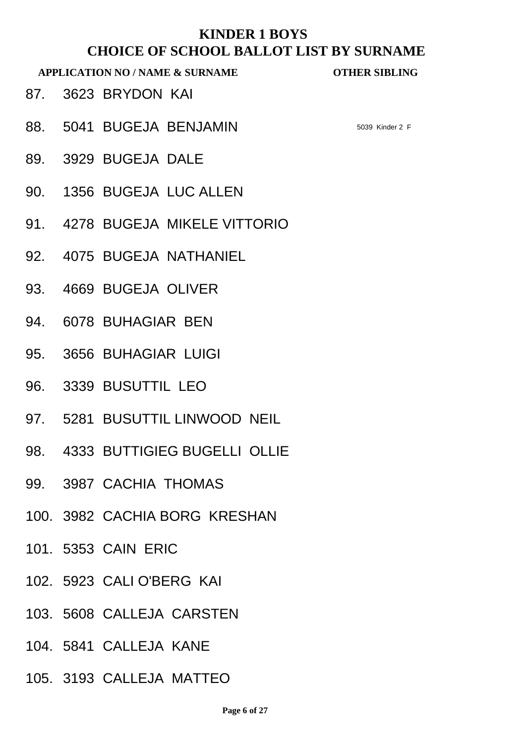# KINDER 1 BOYS
## CHOICE OF SCHOOL BALLOT LIST BY SURNAME

| APPLICATION NO / NAME & SURNAME | OTHER SIBLING |
|---|---|
| 87. 3623 BRYDON KAI | |
| 88. 5041 BUGEJA BENJAMIN | 5039 Kinder 2 F |
| 89. 3929 BUGEJA DALE | |
| 90. 1356 BUGEJA LUC ALLEN | |
| 91. 4278 BUGEJA MIKELE VITTORIO | |
| 92. 4075 BUGEJA NATHANIEL | |
| 93. 4669 BUGEJA OLIVER | |
| 94. 6078 BUHAGIAR BEN | |
| 95. 3656 BUHAGIAR LUIGI | |
| 96. 3339 BUSUTTIL LEO | |
| 97. 5281 BUSUTTIL LINWOOD NEIL | |
| 98. 4333 BUTTIGIEG BUGELLI OLLIE | |
| 99. 3987 CACHIA THOMAS | |
| 100. 3982 CACHIA BORG KRESHAN | |
| 101. 5353 CAIN ERIC | |
| 102. 5923 CALI O'BERG KAI | |
| 103. 5608 CALLEJA CARSTEN | |
| 104. 5841 CALLEJA KANE | |
| 105. 3193 CALLEJA MATTEO | |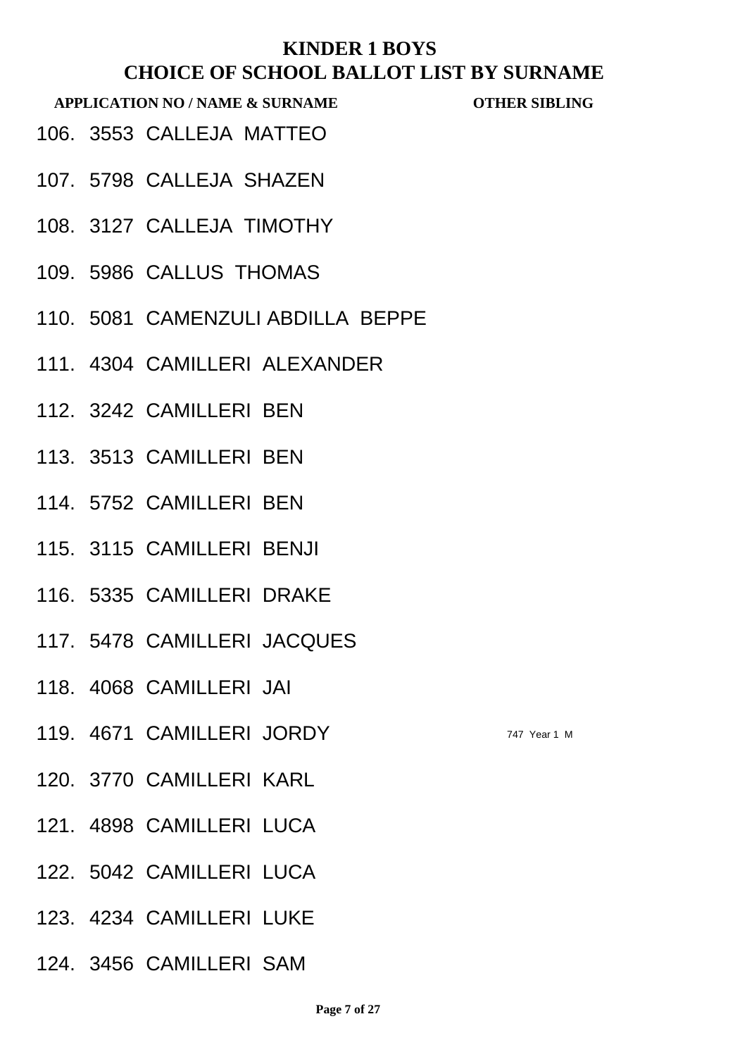# KINDER 1 BOYS

## CHOICE OF SCHOOL BALLOT LIST BY SURNAME

| APPLICATION NO / NAME & SURNAME | OTHER SIBLING |
|---|---|
| 106. 3553 CALLEJA MATTEO | |
| 107. 5798 CALLEJA SHAZEN | |
| 108. 3127 CALLEJA TIMOTHY | |
| 109. 5986 CALLUS THOMAS | |
| 110. 5081 CAMENZULI ABDILLA BEPPE | |
| 111. 4304 CAMILLERI ALEXANDER | |
| 112. 3242 CAMILLERI BEN | |
| 113. 3513 CAMILLERI BEN | |
| 114. 5752 CAMILLERI BEN | |
| 115. 3115 CAMILLERI BENJI | |
| 116. 5335 CAMILLERI DRAKE | |
| 117. 5478 CAMILLERI JACQUES | |
| 118. 4068 CAMILLERI JAI | |
| 119. 4671 CAMILLERI JORDY | 747 Year 1 M |
| 120. 3770 CAMILLERI KARL | |
| 121. 4898 CAMILLERI LUCA | |
| 122. 5042 CAMILLERI LUCA | |
| 123. 4234 CAMILLERI LUKE | |
| 124. 3456 CAMILLERI SAM | |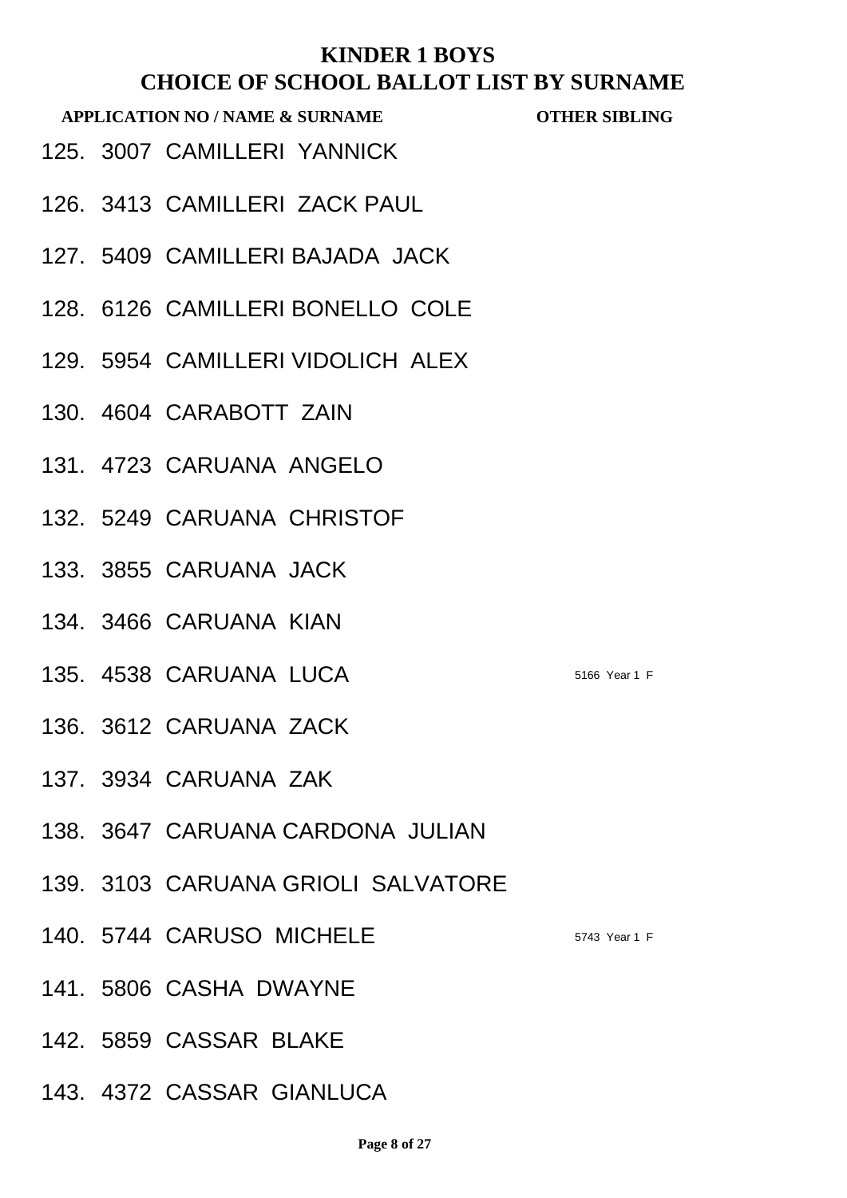# KINDER 1 BOYS
## CHOICE OF SCHOOL BALLOT LIST BY SURNAME

| APPLICATION NO / NAME & SURNAME | OTHER SIBLING |
|---|---|
| 125. 3007 CAMILLERI YANNICK | |
| 126. 3413 CAMILLERI ZACK PAUL | |
| 127. 5409 CAMILLERI BAJADA JACK | |
| 128. 6126 CAMILLERI BONELLO COLE | |
| 129. 5954 CAMILLERI VIDOLICH ALEX | |
| 130. 4604 CARABOTT ZAIN | |
| 131. 4723 CARUANA ANGELO | |
| 132. 5249 CARUANA CHRISTOF | |
| 133. 3855 CARUANA JACK | |
| 134. 3466 CARUANA KIAN | |
| 135. 4538 CARUANA LUCA | 5166 Year 1 F |
| 136. 3612 CARUANA ZACK | |
| 137. 3934 CARUANA ZAK | |
| 138. 3647 CARUANA CARDONA JULIAN | |
| 139. 3103 CARUANA GRIOLI SALVATORE | |
| 140. 5744 CARUSO MICHELE | 5743 Year 1 F |
| 141. 5806 CASHA DWAYNE | |
| 142. 5859 CASSAR BLAKE | |
| 143. 4372 CASSAR GIANLUCA | |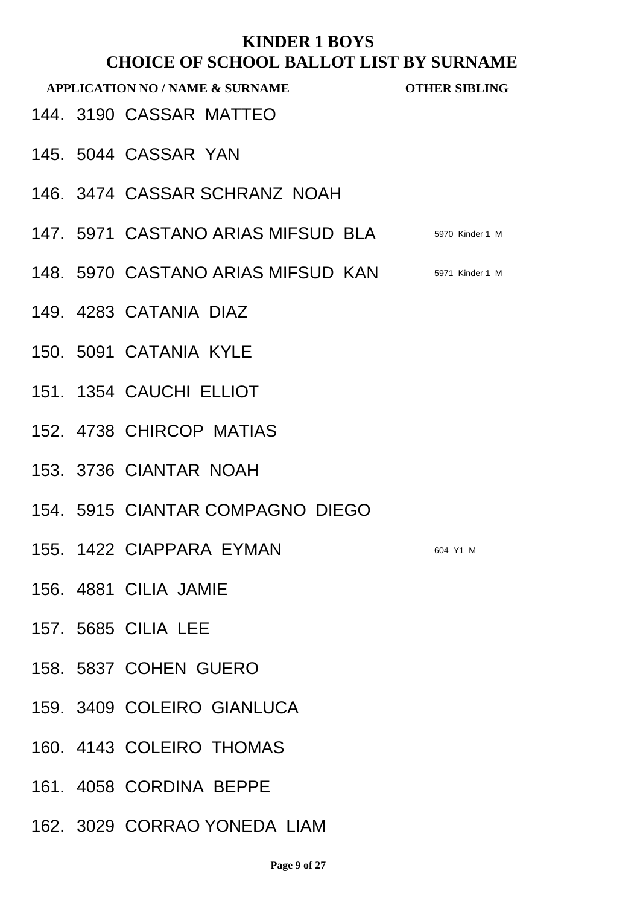# KINDER 1 BOYS
## CHOICE OF SCHOOL BALLOT LIST BY SURNAME

| APPLICATION NO / NAME & SURNAME | OTHER SIBLING |
|---|---|
| 144. 3190 CASSAR MATTEO | |
| 145. 5044 CASSAR YAN | |
| 146. 3474 CASSAR SCHRANZ NOAH | |
| 147. 5971 CASTANO ARIAS MIFSUD BLA | 5970 Kinder 1 M |
| 148. 5970 CASTANO ARIAS MIFSUD KAN | 5971 Kinder 1 M |
| 149. 4283 CATANIA DIAZ | |
| 150. 5091 CATANIA KYLE | |
| 151. 1354 CAUCHI ELLIOT | |
| 152. 4738 CHIRCOP MATIAS | |
| 153. 3736 CIANTAR NOAH | |
| 154. 5915 CIANTAR COMPAGNO DIEGO | |
| 155. 1422 CIAPPARA EYMAN | 604 Y1 M |
| 156. 4881 CILIA JAMIE | |
| 157. 5685 CILIA LEE | |
| 158. 5837 COHEN GUERO | |
| 159. 3409 COLEIRO GIANLUCA | |
| 160. 4143 COLEIRO THOMAS | |
| 161. 4058 CORDINA BEPPE | |
| 162. 3029 CORRAO YONEDA LIAM | |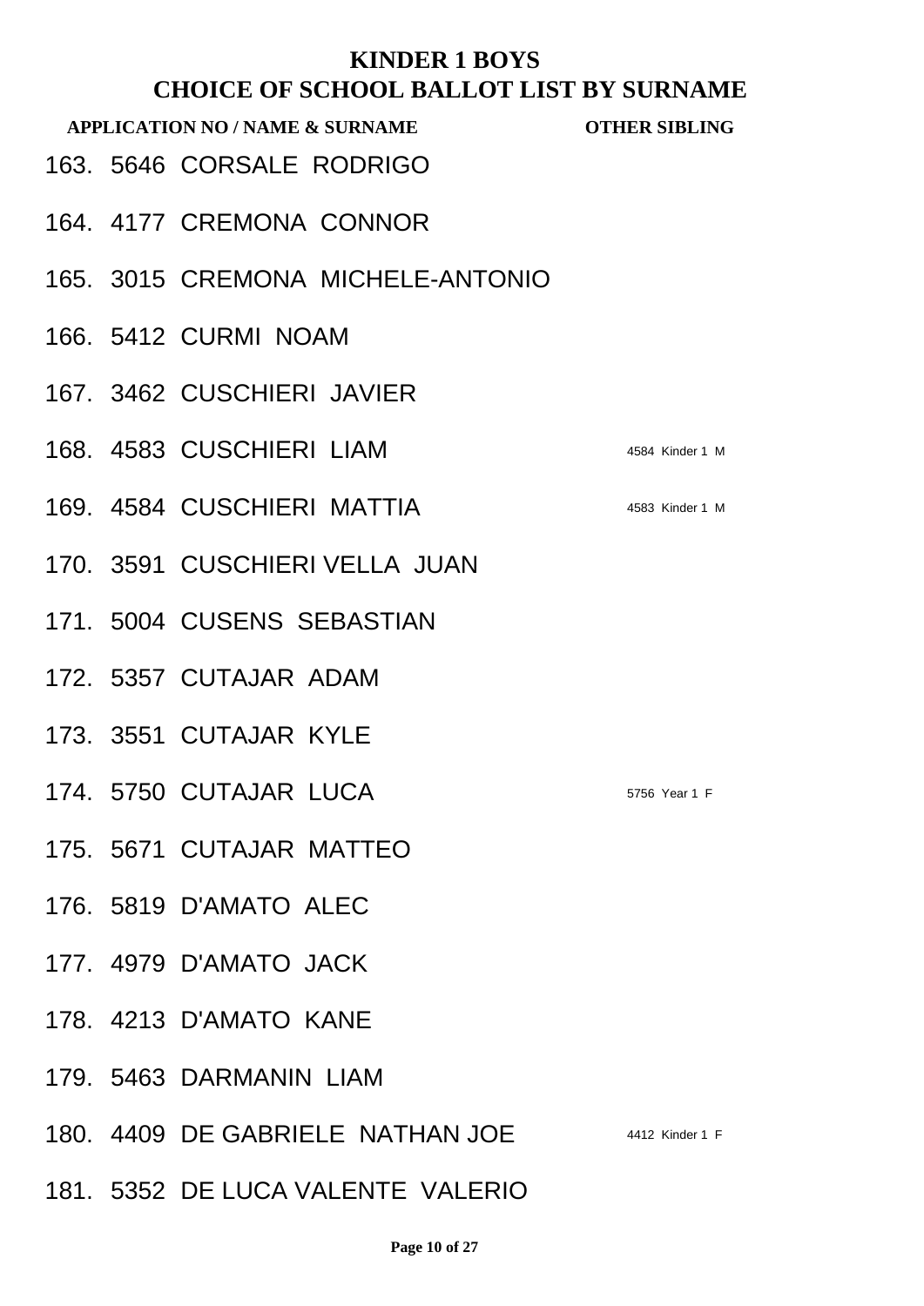# KINDER 1 BOYS
## CHOICE OF SCHOOL BALLOT LIST BY SURNAME

| APPLICATION NO / NAME & SURNAME | OTHER SIBLING |
|---|---|
| 163. 5646 CORSALE RODRIGO | |
| 164. 4177 CREMONA CONNOR | |
| 165. 3015 CREMONA MICHELE-ANTONIO | |
| 166. 5412 CURMI NOAM | |
| 167. 3462 CUSCHIERI JAVIER | |
| 168. 4583 CUSCHIERI LIAM | 4584 Kinder 1 M |
| 169. 4584 CUSCHIERI MATTIA | 4583 Kinder 1 M |
| 170. 3591 CUSCHIERI VELLA JUAN | |
| 171. 5004 CUSENS SEBASTIAN | |
| 172. 5357 CUTAJAR ADAM | |
| 173. 3551 CUTAJAR KYLE | |
| 174. 5750 CUTAJAR LUCA | 5756 Year 1 F |
| 175. 5671 CUTAJAR MATTEO | |
| 176. 5819 D'AMATO ALEC | |
| 177. 4979 D'AMATO JACK | |
| 178. 4213 D'AMATO KANE | |
| 179. 5463 DARMANIN LIAM | |
| 180. 4409 DE GABRIELE NATHAN JOE | 4412 Kinder 1 F |
| 181. 5352 DE LUCA VALENTE VALERIO | |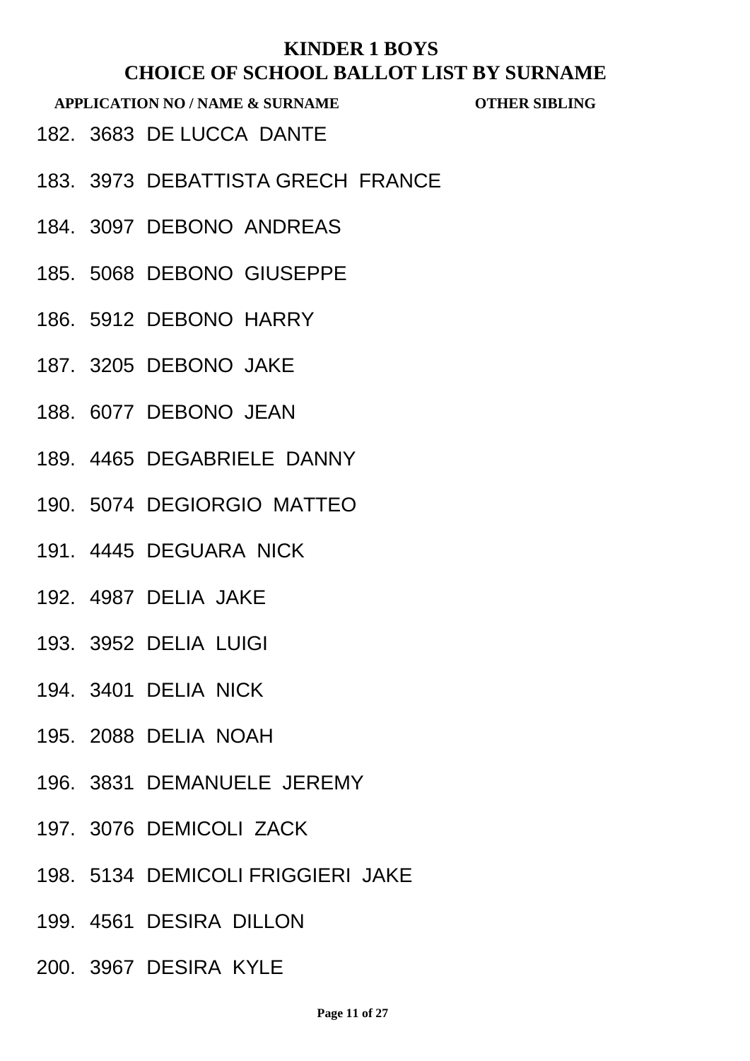# KINDER 1 BOYS

## CHOICE OF SCHOOL BALLOT LIST BY SURNAME

**APPLICATION NO / NAME & SURNAME** **OTHER SIBLING**

182. 3683 DE LUCCA DANTE
183. 3973 DEBATTISTA GRECH FRANCE
184. 3097 DEBONO ANDREAS
185. 5068 DEBONO GIUSEPPE
186. 5912 DEBONO HARRY
187. 3205 DEBONO JAKE
188. 6077 DEBONO JEAN
189. 4465 DEGABRIELE DANNY
190. 5074 DEGIORGIO MATTEO
191. 4445 DEGUARA NICK
192. 4987 DELIA JAKE
193. 3952 DELIA LUIGI
194. 3401 DELIA NICK
195. 2088 DELIA NOAH
196. 3831 DEMANUELE JEREMY
197. 3076 DEMICOLI ZACK
198. 5134 DEMICOLI FRIGGIERI JAKE
199. 4561 DESIRA DILLON
200. 3967 DESIRA KYLE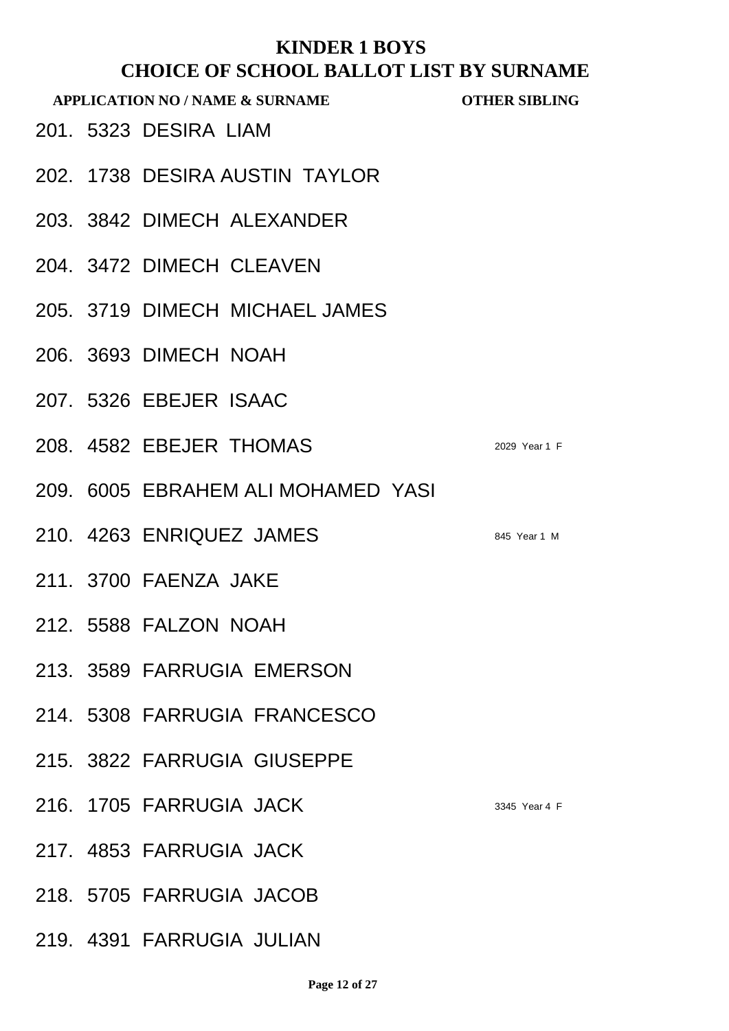# KINDER 1 BOYS
## CHOICE OF SCHOOL BALLOT LIST BY SURNAME

| | APPLICATION NO / NAME & SURNAME | OTHER SIBLING |
|---|---|---|
| 201. | 5323 DESIRA LIAM | |
| 202. | 1738 DESIRA AUSTIN TAYLOR | |
| 203. | 3842 DIMECH ALEXANDER | |
| 204. | 3472 DIMECH CLEAVEN | |
| 205. | 3719 DIMECH MICHAEL JAMES | |
| 206. | 3693 DIMECH NOAH | |
| 207. | 5326 EBEJER ISAAC | |
| 208. | 4582 EBEJER THOMAS | 2029 Year 1 F |
| 209. | 6005 EBRAHEM ALI MOHAMED YASI | |
| 210. | 4263 ENRIQUEZ JAMES | 845 Year 1 M |
| 211. | 3700 FAENZA JAKE | |
| 212. | 5588 FALZON NOAH | |
| 213. | 3589 FARRUGIA EMERSON | |
| 214. | 5308 FARRUGIA FRANCESCO | |
| 215. | 3822 FARRUGIA GIUSEPPE | |
| 216. | 1705 FARRUGIA JACK | 3345 Year 4 F |
| 217. | 4853 FARRUGIA JACK | |
| 218. | 5705 FARRUGIA JACOB | |
| 219. | 4391 FARRUGIA JULIAN | |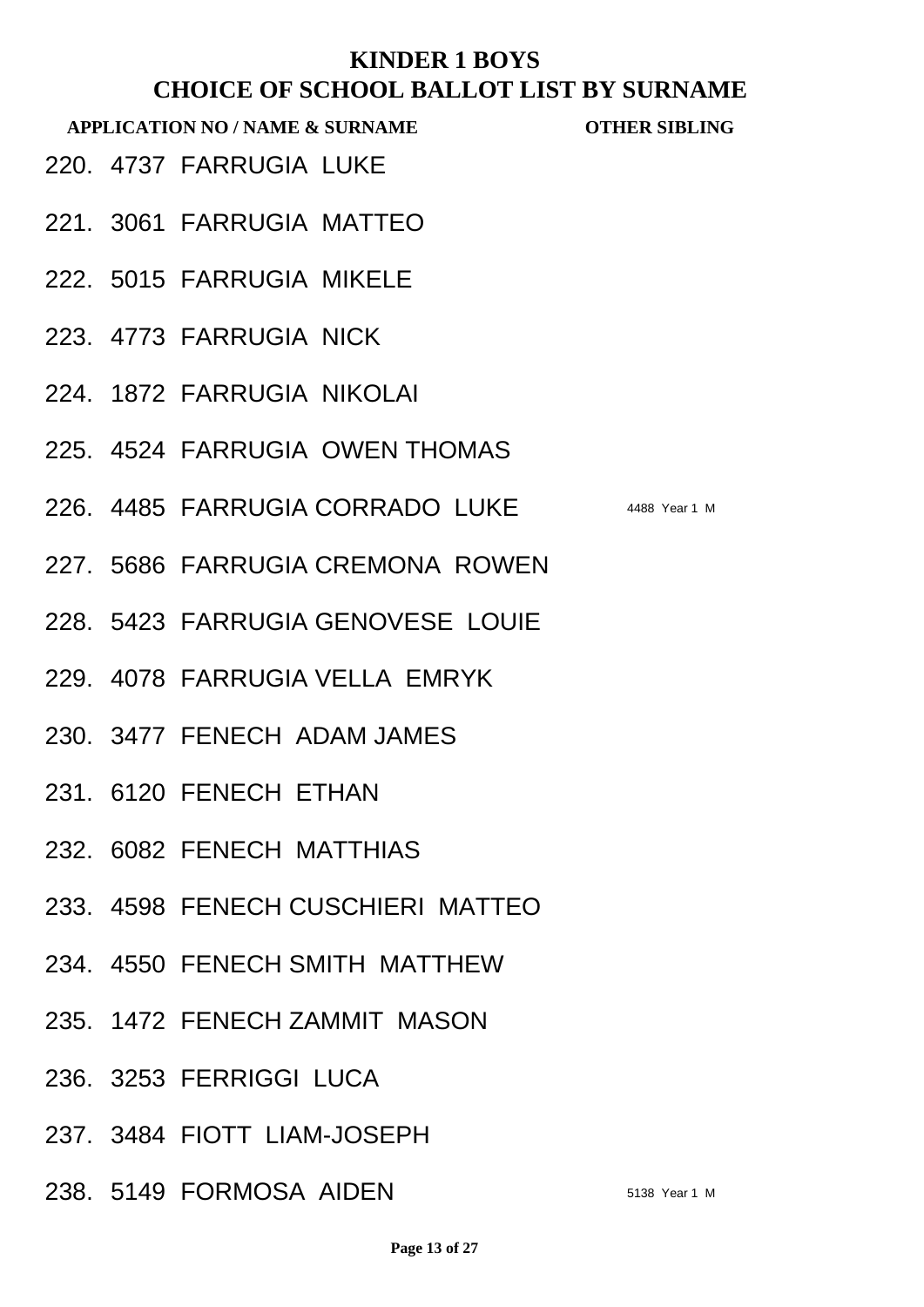# KINDER 1 BOYS
## CHOICE OF SCHOOL BALLOT LIST BY SURNAME

| APPLICATION NO / NAME & SURNAME | OTHER SIBLING |
|---|---|
| 220. 4737 FARRUGIA LUKE | |
| 221. 3061 FARRUGIA MATTEO | |
| 222. 5015 FARRUGIA MIKELE | |
| 223. 4773 FARRUGIA NICK | |
| 224. 1872 FARRUGIA NIKOLAI | |
| 225. 4524 FARRUGIA OWEN THOMAS | |
| 226. 4485 FARRUGIA CORRADO LUKE | 4488 Year 1 M |
| 227. 5686 FARRUGIA CREMONA ROWEN | |
| 228. 5423 FARRUGIA GENOVESE LOUIE | |
| 229. 4078 FARRUGIA VELLA EMRYK | |
| 230. 3477 FENECH ADAM JAMES | |
| 231. 6120 FENECH ETHAN | |
| 232. 6082 FENECH MATTHIAS | |
| 233. 4598 FENECH CUSCHIERI MATTEO | |
| 234. 4550 FENECH SMITH MATTHEW | |
| 235. 1472 FENECH ZAMMIT MASON | |
| 236. 3253 FERRIGGI LUCA | |
| 237. 3484 FIOTT LIAM-JOSEPH | |
| 238. 5149 FORMOSA AIDEN | 5138 Year 1 M |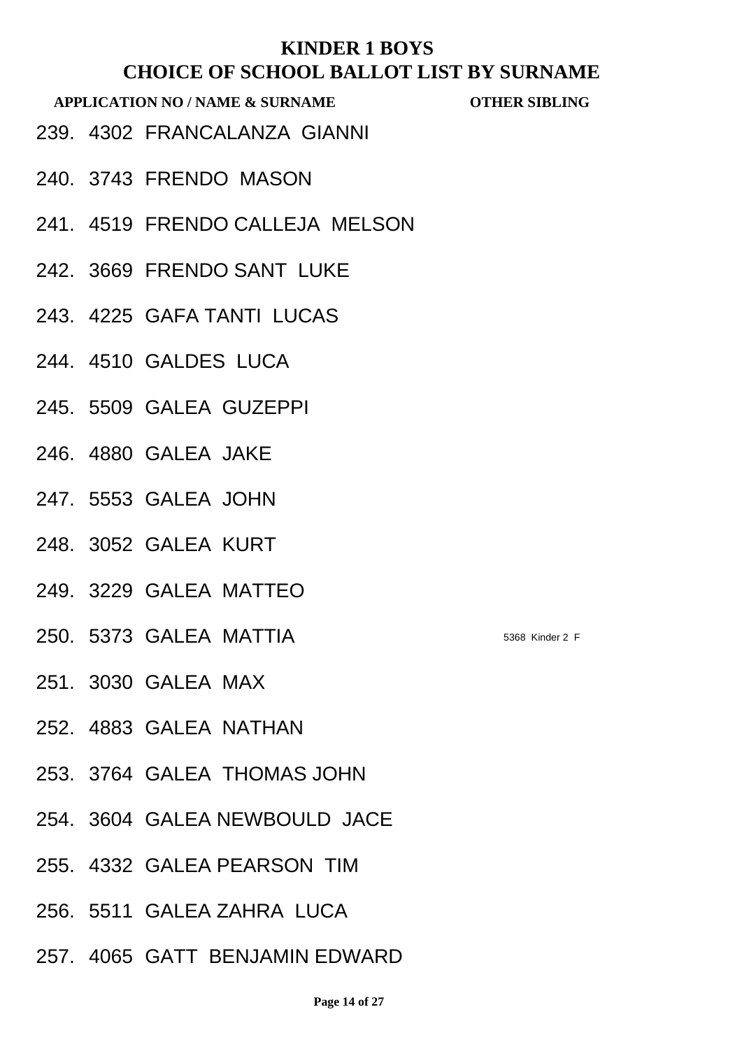# KINDER 1 BOYS

## CHOICE OF SCHOOL BALLOT LIST BY SURNAME

| APPLICATION NO / NAME & SURNAME | OTHER SIBLING |
|---|---|
| 239. 4302 FRANCALANZA GIANNI | |
| 240. 3743 FRENDO MASON | |
| 241. 4519 FRENDO CALLEJA MELSON | |
| 242. 3669 FRENDO SANT LUKE | |
| 243. 4225 GAFA TANTI LUCAS | |
| 244. 4510 GALDES LUCA | |
| 245. 5509 GALEA GUZEPPI | |
| 246. 4880 GALEA JAKE | |
| 247. 5553 GALEA JOHN | |
| 248. 3052 GALEA KURT | |
| 249. 3229 GALEA MATTEO | |
| 250. 5373 GALEA MATTIA | 5368 Kinder 2 F |
| 251. 3030 GALEA MAX | |
| 252. 4883 GALEA NATHAN | |
| 253. 3764 GALEA THOMAS JOHN | |
| 254. 3604 GALEA NEWBOULD JACE | |
| 255. 4332 GALEA PEARSON TIM | |
| 256. 5511 GALEA ZAHRA LUCA | |
| 257. 4065 GATT BENJAMIN EDWARD | |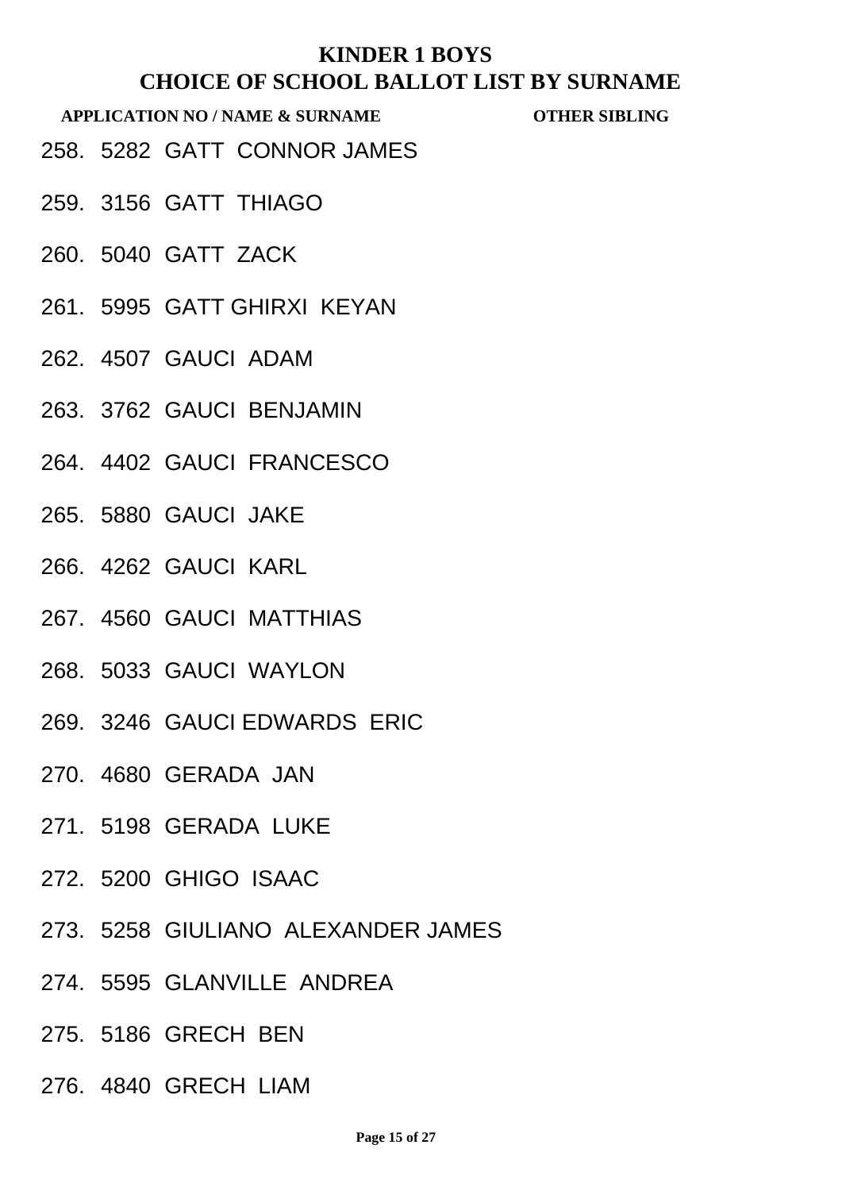# KINDER 1 BOYS
## CHOICE OF SCHOOL BALLOT LIST BY SURNAME

**APPLICATION NO / NAME & SURNAME** **OTHER SIBLING**

258. 5282 GATT CONNOR JAMES
259. 3156 GATT THIAGO
260. 5040 GATT ZACK
261. 5995 GATT GHIRXI KEYAN
262. 4507 GAUCI ADAM
263. 3762 GAUCI BENJAMIN
264. 4402 GAUCI FRANCESCO
265. 5880 GAUCI JAKE
266. 4262 GAUCI KARL
267. 4560 GAUCI MATTHIAS
268. 5033 GAUCI WAYLON
269. 3246 GAUCI EDWARDS ERIC
270. 4680 GERADA JAN
271. 5198 GERADA LUKE
272. 5200 GHIGO ISAAC
273. 5258 GIULIANO ALEXANDER JAMES
274. 5595 GLANVILLE ANDREA
275. 5186 GRECH BEN
276. 4840 GRECH LIAM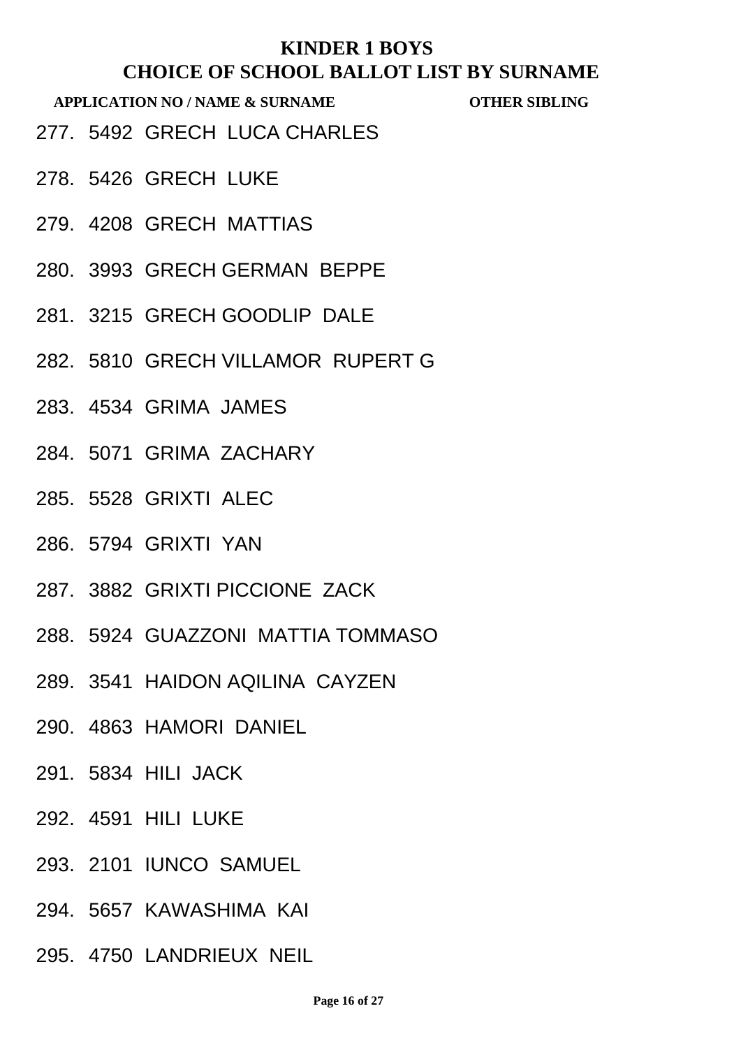# KINDER 1 BOYS

## CHOICE OF SCHOOL BALLOT LIST BY SURNAME

**APPLICATION NO / NAME & SURNAME** **OTHER SIBLING**

277. 5492 GRECH LUCA CHARLES
278. 5426 GRECH LUKE
279. 4208 GRECH MATTIAS
280. 3993 GRECH GERMAN BEPPE
281. 3215 GRECH GOODLIP DALE
282. 5810 GRECH VILLAMOR RUPERT G
283. 4534 GRIMA JAMES
284. 5071 GRIMA ZACHARY
285. 5528 GRIXTI ALEC
286. 5794 GRIXTI YAN
287. 3882 GRIXTI PICCIONE ZACK
288. 5924 GUAZZONI MATTIA TOMMASO
289. 3541 HAIDON AQILINA CAYZEN
290. 4863 HAMORI DANIEL
291. 5834 HILI JACK
292. 4591 HILI LUKE
293. 2101 IUNCO SAMUEL
294. 5657 KAWASHIMA KAI
295. 4750 LANDRIEUX NEIL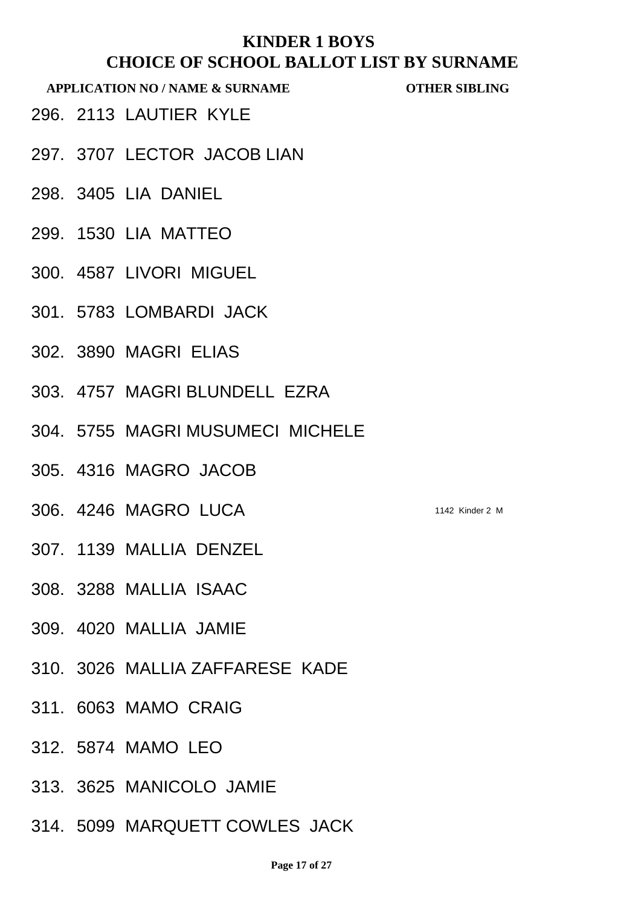# KINDER 1 BOYS
## CHOICE OF SCHOOL BALLOT LIST BY SURNAME

| | APPLICATION NO / NAME & SURNAME | OTHER SIBLING |
|---|---|---|
| 296. | 2113 LAUTIER KYLE | |
| 297. | 3707 LECTOR JACOB LIAN | |
| 298. | 3405 LIA DANIEL | |
| 299. | 1530 LIA MATTEO | |
| 300. | 4587 LIVORI MIGUEL | |
| 301. | 5783 LOMBARDI JACK | |
| 302. | 3890 MAGRI ELIAS | |
| 303. | 4757 MAGRI BLUNDELL EZRA | |
| 304. | 5755 MAGRI MUSUMECI MICHELE | |
| 305. | 4316 MAGRO JACOB | |
| 306. | 4246 MAGRO LUCA | 1142 Kinder 2 M |
| 307. | 1139 MALLIA DENZEL | |
| 308. | 3288 MALLIA ISAAC | |
| 309. | 4020 MALLIA JAMIE | |
| 310. | 3026 MALLIA ZAFFARESE KADE | |
| 311. | 6063 MAMO CRAIG | |
| 312. | 5874 MAMO LEO | |
| 313. | 3625 MANICOLO JAMIE | |
| 314. | 5099 MARQUETT COWLES JACK | |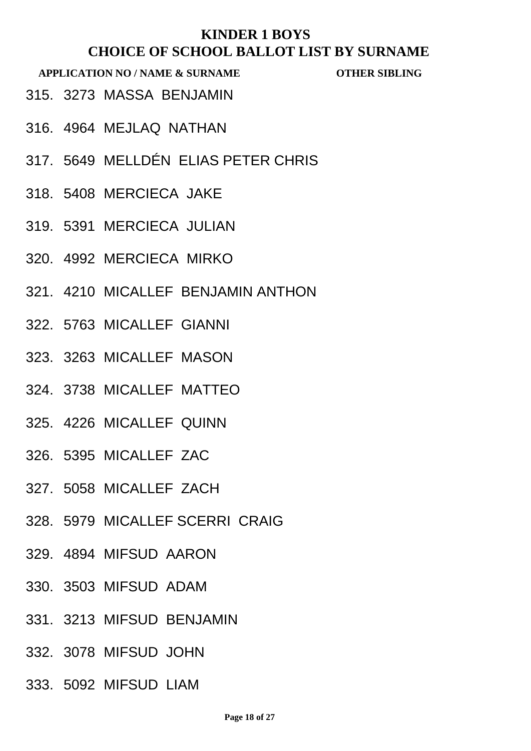# KINDER 1 BOYS
## CHOICE OF SCHOOL BALLOT LIST BY SURNAME

**APPLICATION NO / NAME & SURNAME** **OTHER SIBLING**

315. 3273 MASSA BENJAMIN
316. 4964 MEJLAQ NATHAN
317. 5649 MELLDÉN ELIAS PETER CHRIS
318. 5408 MERCIECA JAKE
319. 5391 MERCIECA JULIAN
320. 4992 MERCIECA MIRKO
321. 4210 MICALLEF BENJAMIN ANTHON
322. 5763 MICALLEF GIANNI
323. 3263 MICALLEF MASON
324. 3738 MICALLEF MATTEO
325. 4226 MICALLEF QUINN
326. 5395 MICALLEF ZAC
327. 5058 MICALLEF ZACH
328. 5979 MICALLEF SCERRI CRAIG
329. 4894 MIFSUD AARON
330. 3503 MIFSUD ADAM
331. 3213 MIFSUD BENJAMIN
332. 3078 MIFSUD JOHN
333. 5092 MIFSUD LIAM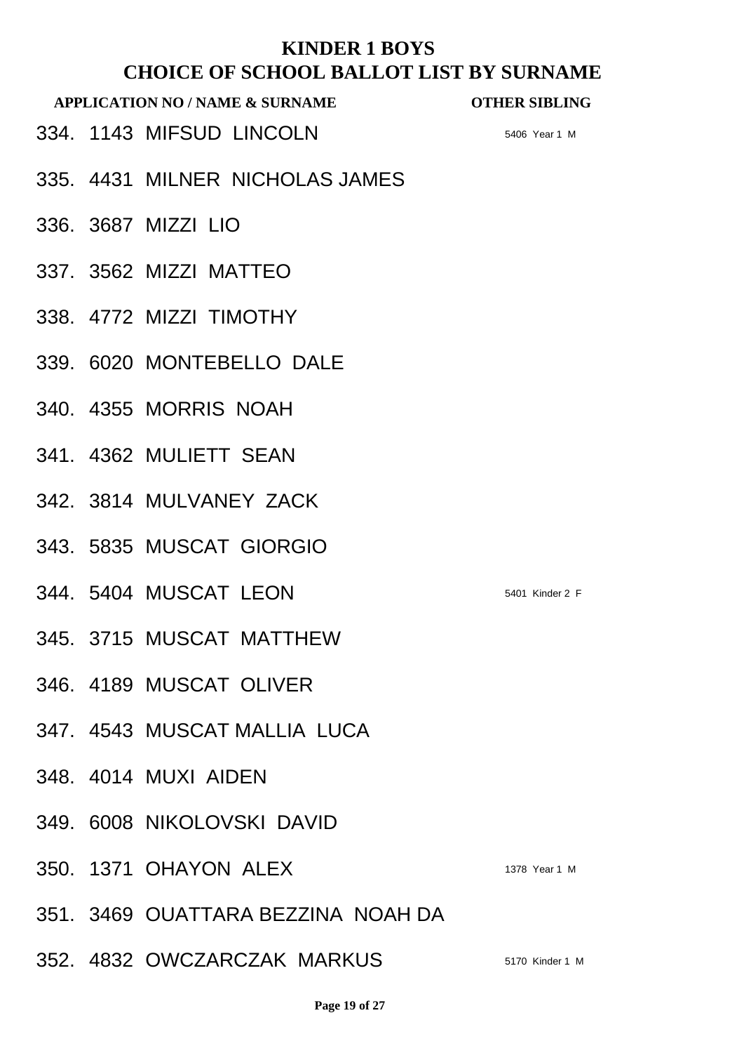# KINDER 1 BOYS

## CHOICE OF SCHOOL BALLOT LIST BY SURNAME

| APPLICATION NO / NAME & SURNAME | OTHER SIBLING |
|---|---|
| 334. 1143 MIFSUD LINCOLN | 5406 Year 1 M |
| 335. 4431 MILNER NICHOLAS JAMES | |
| 336. 3687 MIZZI LIO | |
| 337. 3562 MIZZI MATTEO | |
| 338. 4772 MIZZI TIMOTHY | |
| 339. 6020 MONTEBELLO DALE | |
| 340. 4355 MORRIS NOAH | |
| 341. 4362 MULIETT SEAN | |
| 342. 3814 MULVANEY ZACK | |
| 343. 5835 MUSCAT GIORGIO | |
| 344. 5404 MUSCAT LEON | 5401 Kinder 2 F |
| 345. 3715 MUSCAT MATTHEW | |
| 346. 4189 MUSCAT OLIVER | |
| 347. 4543 MUSCAT MALLIA LUCA | |
| 348. 4014 MUXI AIDEN | |
| 349. 6008 NIKOLOVSKI DAVID | |
| 350. 1371 OHAYON ALEX | 1378 Year 1 M |
| 351. 3469 OUATTARA BEZZINA NOAH DA | |
| 352. 4832 OWCZARCZAK MARKUS | 5170 Kinder 1 M |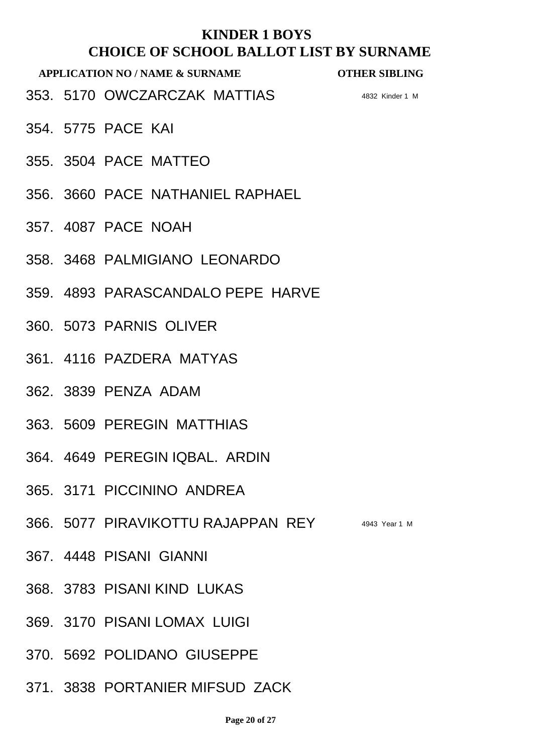# KINDER 1 BOYS
## CHOICE OF SCHOOL BALLOT LIST BY SURNAME

| APPLICATION NO / NAME & SURNAME | OTHER SIBLING |
|---|---|
| 353. 5170 OWCZARCZAK MATTIAS | 4832 Kinder 1 M |
| 354. 5775 PACE KAI | |
| 355. 3504 PACE MATTEO | |
| 356. 3660 PACE NATHANIEL RAPHAEL | |
| 357. 4087 PACE NOAH | |
| 358. 3468 PALMIGIANO LEONARDO | |
| 359. 4893 PARASCANDALO PEPE HARVE | |
| 360. 5073 PARNIS OLIVER | |
| 361. 4116 PAZDERA MATYAS | |
| 362. 3839 PENZA ADAM | |
| 363. 5609 PEREGIN MATTHIAS | |
| 364. 4649 PEREGIN IQBAL. ARDIN | |
| 365. 3171 PICCININO ANDREA | |
| 366. 5077 PIRAVIKOTTU RAJAPPAN REY | 4943 Year 1 M |
| 367. 4448 PISANI GIANNI | |
| 368. 3783 PISANI KIND LUKAS | |
| 369. 3170 PISANI LOMAX LUIGI | |
| 370. 5692 POLIDANO GIUSEPPE | |
| 371. 3838 PORTANIER MIFSUD ZACK | |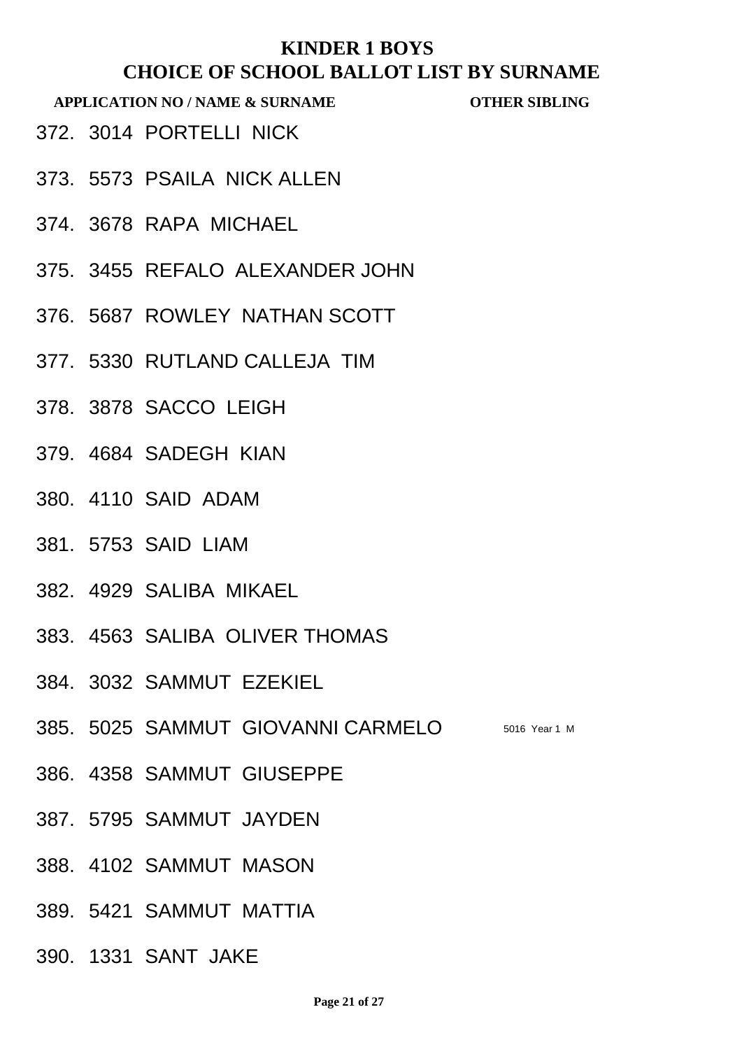# KINDER 1 BOYS
## CHOICE OF SCHOOL BALLOT LIST BY SURNAME

| APPLICATION NO / NAME & SURNAME | OTHER SIBLING |
|---|---|
| 372. 3014 PORTELLI NICK | |
| 373. 5573 PSAILA NICK ALLEN | |
| 374. 3678 RAPA MICHAEL | |
| 375. 3455 REFALO ALEXANDER JOHN | |
| 376. 5687 ROWLEY NATHAN SCOTT | |
| 377. 5330 RUTLAND CALLEJA TIM | |
| 378. 3878 SACCO LEIGH | |
| 379. 4684 SADEGH KIAN | |
| 380. 4110 SAID ADAM | |
| 381. 5753 SAID LIAM | |
| 382. 4929 SALIBA MIKAEL | |
| 383. 4563 SALIBA OLIVER THOMAS | |
| 384. 3032 SAMMUT EZEKIEL | |
| 385. 5025 SAMMUT GIOVANNI CARMELO | 5016 Year 1 M |
| 386. 4358 SAMMUT GIUSEPPE | |
| 387. 5795 SAMMUT JAYDEN | |
| 388. 4102 SAMMUT MASON | |
| 389. 5421 SAMMUT MATTIA | |
| 390. 1331 SANT JAKE | |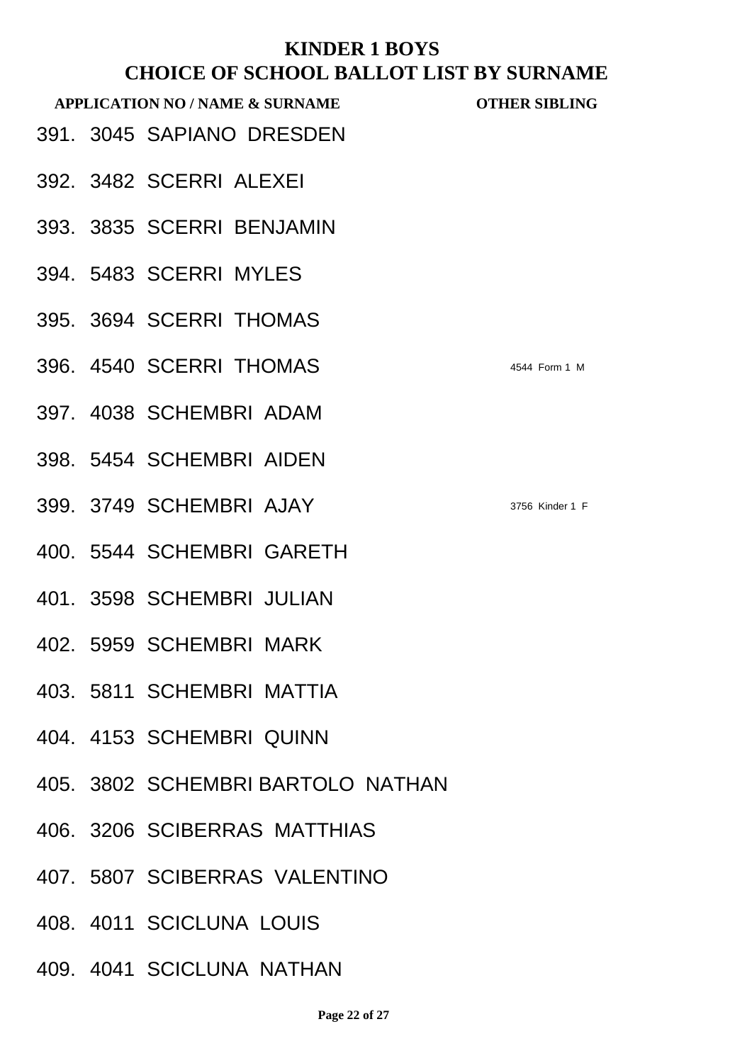# KINDER 1 BOYS
## CHOICE OF SCHOOL BALLOT LIST BY SURNAME

| APPLICATION NO / NAME & SURNAME | OTHER SIBLING |
|---|---|
| 391. 3045 SAPIANO DRESDEN | |
| 392. 3482 SCERRI ALEXEI | |
| 393. 3835 SCERRI BENJAMIN | |
| 394. 5483 SCERRI MYLES | |
| 395. 3694 SCERRI THOMAS | |
| 396. 4540 SCERRI THOMAS | 4544 Form 1 M |
| 397. 4038 SCHEMBRI ADAM | |
| 398. 5454 SCHEMBRI AIDEN | |
| 399. 3749 SCHEMBRI AJAY | 3756 Kinder 1 F |
| 400. 5544 SCHEMBRI GARETH | |
| 401. 3598 SCHEMBRI JULIAN | |
| 402. 5959 SCHEMBRI MARK | |
| 403. 5811 SCHEMBRI MATTIA | |
| 404. 4153 SCHEMBRI QUINN | |
| 405. 3802 SCHEMBRI BARTOLO NATHAN | |
| 406. 3206 SCIBERRAS MATTHIAS | |
| 407. 5807 SCIBERRAS VALENTINO | |
| 408. 4011 SCICLUNA LOUIS | |
| 409. 4041 SCICLUNA NATHAN | |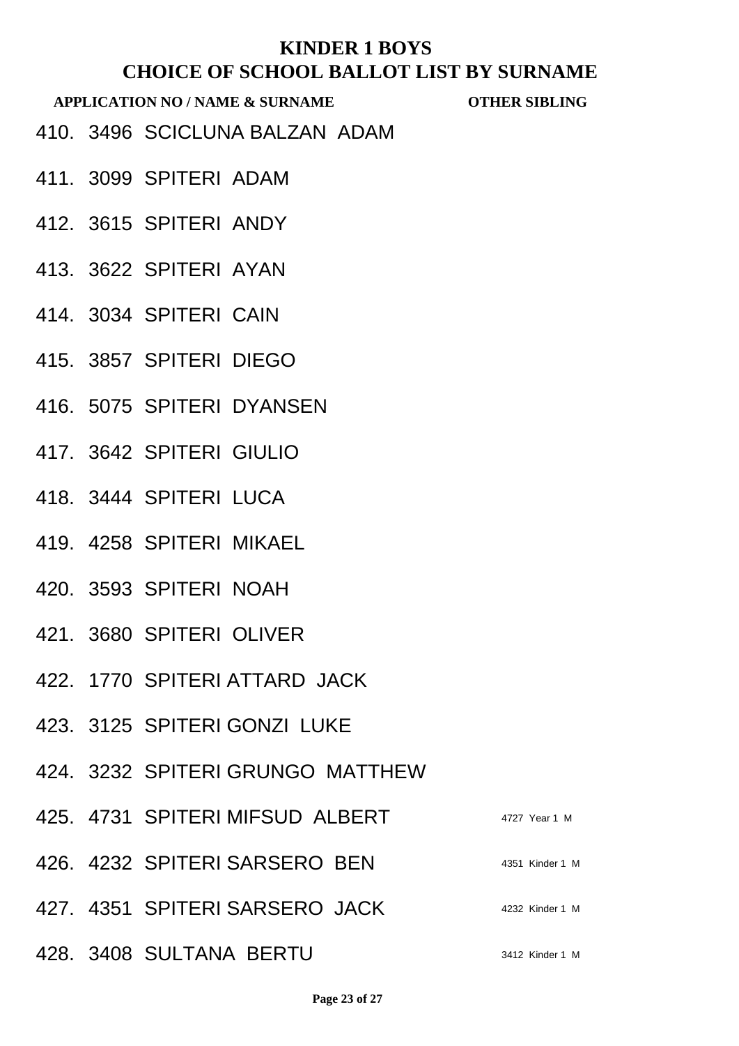# KINDER 1 BOYS
## CHOICE OF SCHOOL BALLOT LIST BY SURNAME

| APPLICATION NO / NAME & SURNAME | OTHER SIBLING |
|---|---|
| 410. 3496 SCICLUNA BALZAN ADAM | |
| 411. 3099 SPITERI ADAM | |
| 412. 3615 SPITERI ANDY | |
| 413. 3622 SPITERI AYAN | |
| 414. 3034 SPITERI CAIN | |
| 415. 3857 SPITERI DIEGO | |
| 416. 5075 SPITERI DYANSEN | |
| 417. 3642 SPITERI GIULIO | |
| 418. 3444 SPITERI LUCA | |
| 419. 4258 SPITERI MIKAEL | |
| 420. 3593 SPITERI NOAH | |
| 421. 3680 SPITERI OLIVER | |
| 422. 1770 SPITERI ATTARD JACK | |
| 423. 3125 SPITERI GONZI LUKE | |
| 424. 3232 SPITERI GRUNGO MATTHEW | |
| 425. 4731 SPITERI MIFSUD ALBERT | 4727 Year 1 M |
| 426. 4232 SPITERI SARSERO BEN | 4351 Kinder 1 M |
| 427. 4351 SPITERI SARSERO JACK | 4232 Kinder 1 M |
| 428. 3408 SULTANA BERTU | 3412 Kinder 1 M |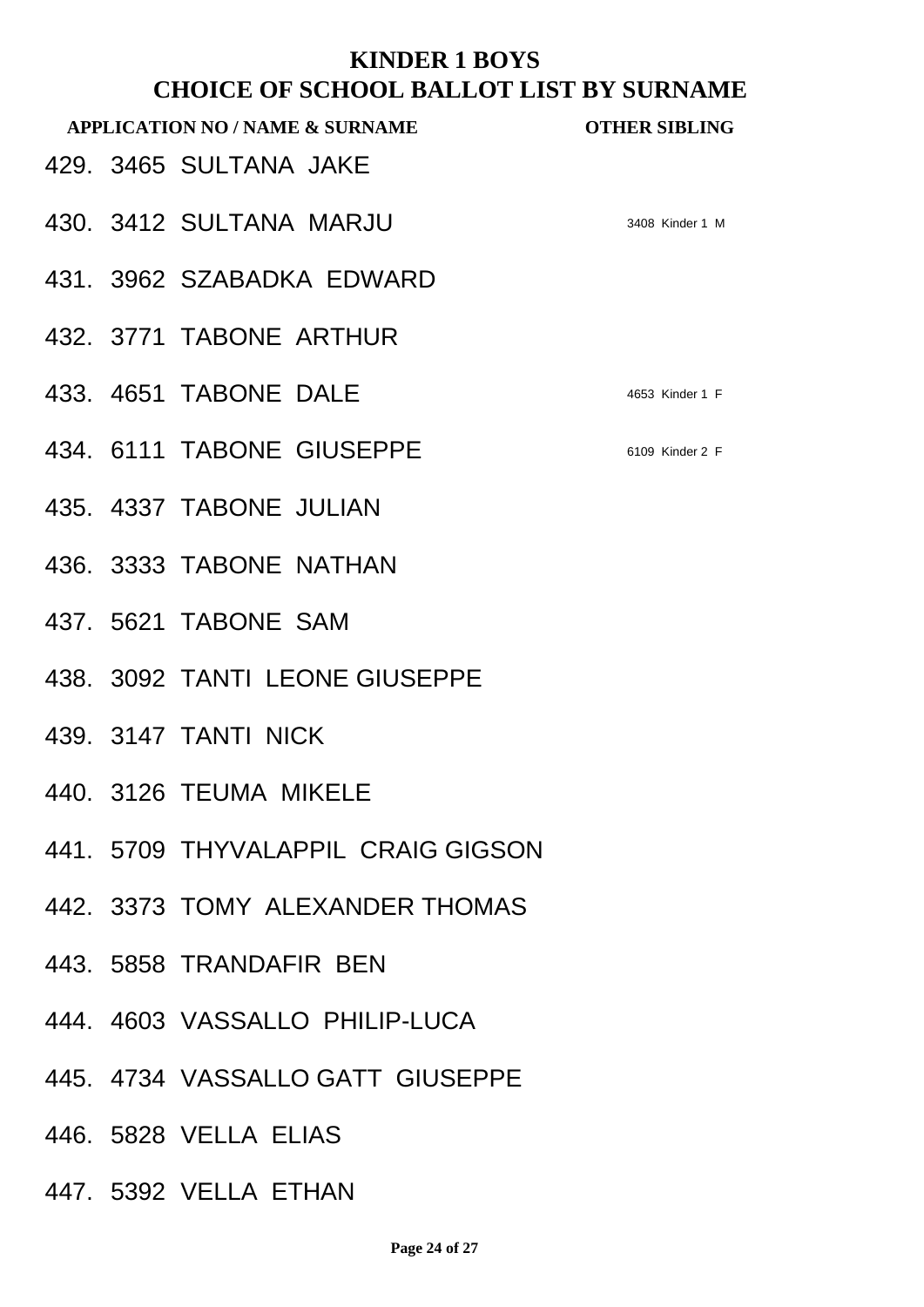# KINDER 1 BOYS
## CHOICE OF SCHOOL BALLOT LIST BY SURNAME

| APPLICATION NO / NAME & SURNAME | OTHER SIBLING |
|---|---|
| 429. 3465 SULTANA JAKE | |
| 430. 3412 SULTANA MARJU | 3408 Kinder 1 M |
| 431. 3962 SZABADKA EDWARD | |
| 432. 3771 TABONE ARTHUR | |
| 433. 4651 TABONE DALE | 4653 Kinder 1 F |
| 434. 6111 TABONE GIUSEPPE | 6109 Kinder 2 F |
| 435. 4337 TABONE JULIAN | |
| 436. 3333 TABONE NATHAN | |
| 437. 5621 TABONE SAM | |
| 438. 3092 TANTI LEONE GIUSEPPE | |
| 439. 3147 TANTI NICK | |
| 440. 3126 TEUMA MIKELE | |
| 441. 5709 THYVALAPPIL CRAIG GIGSON | |
| 442. 3373 TOMY ALEXANDER THOMAS | |
| 443. 5858 TRANDAFIR BEN | |
| 444. 4603 VASSALLO PHILIP-LUCA | |
| 445. 4734 VASSALLO GATT GIUSEPPE | |
| 446. 5828 VELLA ELIAS | |
| 447. 5392 VELLA ETHAN | |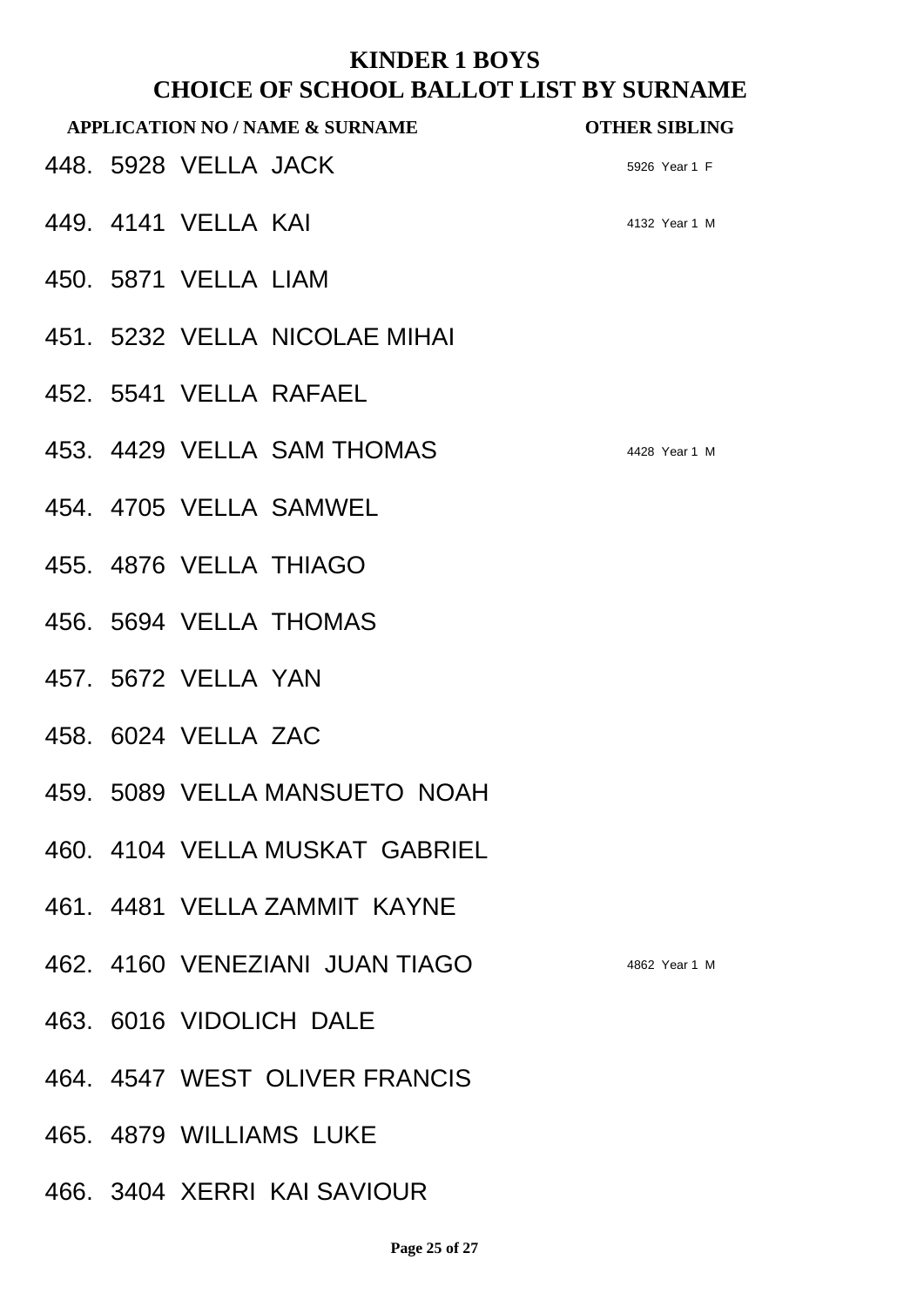# KINDER 1 BOYS
## CHOICE OF SCHOOL BALLOT LIST BY SURNAME

| APPLICATION NO / NAME & SURNAME | OTHER SIBLING |
|---|---|
| 448. 5928 VELLA JACK | 5926 Year 1 F |
| 449. 4141 VELLA KAI | 4132 Year 1 M |
| 450. 5871 VELLA LIAM | |
| 451. 5232 VELLA NICOLAE MIHAI | |
| 452. 5541 VELLA RAFAEL | |
| 453. 4429 VELLA SAM THOMAS | 4428 Year 1 M |
| 454. 4705 VELLA SAMWEL | |
| 455. 4876 VELLA THIAGO | |
| 456. 5694 VELLA THOMAS | |
| 457. 5672 VELLA YAN | |
| 458. 6024 VELLA ZAC | |
| 459. 5089 VELLA MANSUETO NOAH | |
| 460. 4104 VELLA MUSKAT GABRIEL | |
| 461. 4481 VELLA ZAMMIT KAYNE | |
| 462. 4160 VENEZIANI JUAN TIAGO | 4862 Year 1 M |
| 463. 6016 VIDOLICH DALE | |
| 464. 4547 WEST OLIVER FRANCIS | |
| 465. 4879 WILLIAMS LUKE | |
| 466. 3404 XERRI KAI SAVIOUR | |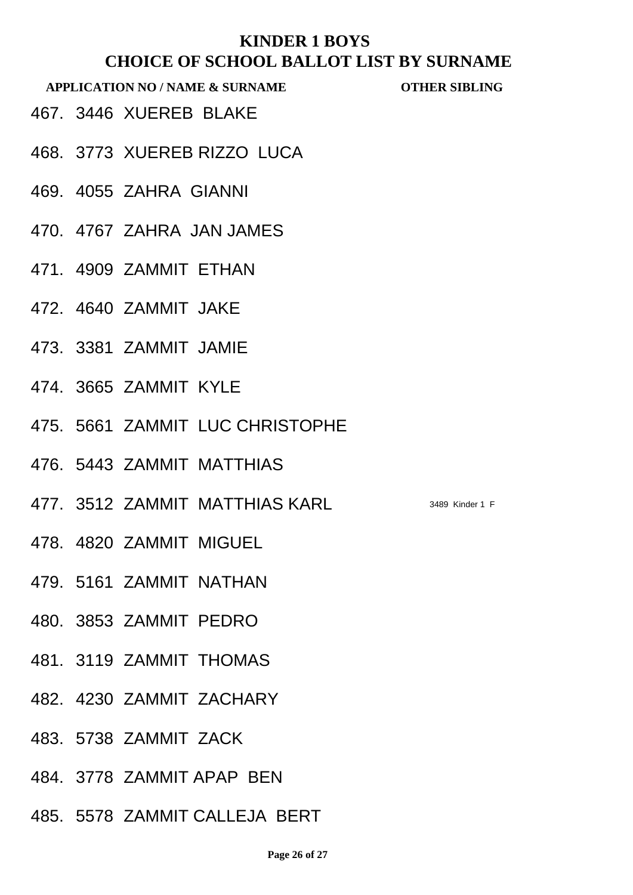# KINDER 1 BOYS
## CHOICE OF SCHOOL BALLOT LIST BY SURNAME

| APPLICATION NO / NAME & SURNAME | OTHER SIBLING |
|---|---|
| 467. 3446 XUEREB BLAKE | |
| 468. 3773 XUEREB RIZZO LUCA | |
| 469. 4055 ZAHRA GIANNI | |
| 470. 4767 ZAHRA JAN JAMES | |
| 471. 4909 ZAMMIT ETHAN | |
| 472. 4640 ZAMMIT JAKE | |
| 473. 3381 ZAMMIT JAMIE | |
| 474. 3665 ZAMMIT KYLE | |
| 475. 5661 ZAMMIT LUC CHRISTOPHE | |
| 476. 5443 ZAMMIT MATTHIAS | |
| 477. 3512 ZAMMIT MATTHIAS KARL | 3489 Kinder 1 F |
| 478. 4820 ZAMMIT MIGUEL | |
| 479. 5161 ZAMMIT NATHAN | |
| 480. 3853 ZAMMIT PEDRO | |
| 481. 3119 ZAMMIT THOMAS | |
| 482. 4230 ZAMMIT ZACHARY | |
| 483. 5738 ZAMMIT ZACK | |
| 484. 3778 ZAMMIT APAP BEN | |
| 485. 5578 ZAMMIT CALLEJA BERT | |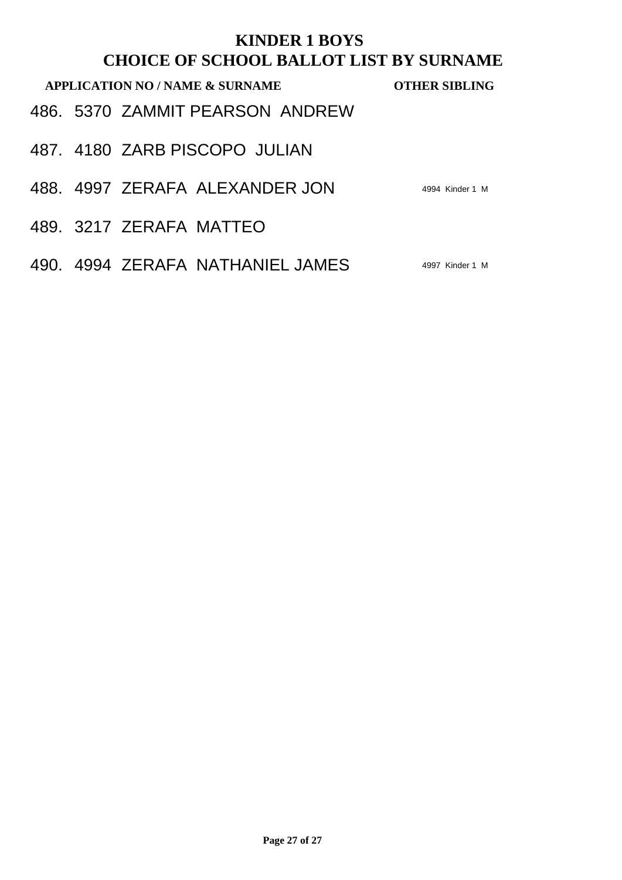# KINDER 1 BOYS
## CHOICE OF SCHOOL BALLOT LIST BY SURNAME

| APPLICATION NO / NAME & SURNAME | OTHER SIBLING |
|---|---|
| 486. 5370 ZAMMIT PEARSON ANDREW | |
| 487. 4180 ZARB PISCOPO JULIAN | |
| 488. 4997 ZERAFA ALEXANDER JON | 4994 Kinder 1 M |
| 489. 3217 ZERAFA MATTEO | |
| 490. 4994 ZERAFA NATHANIEL JAMES | 4997 Kinder 1 M |